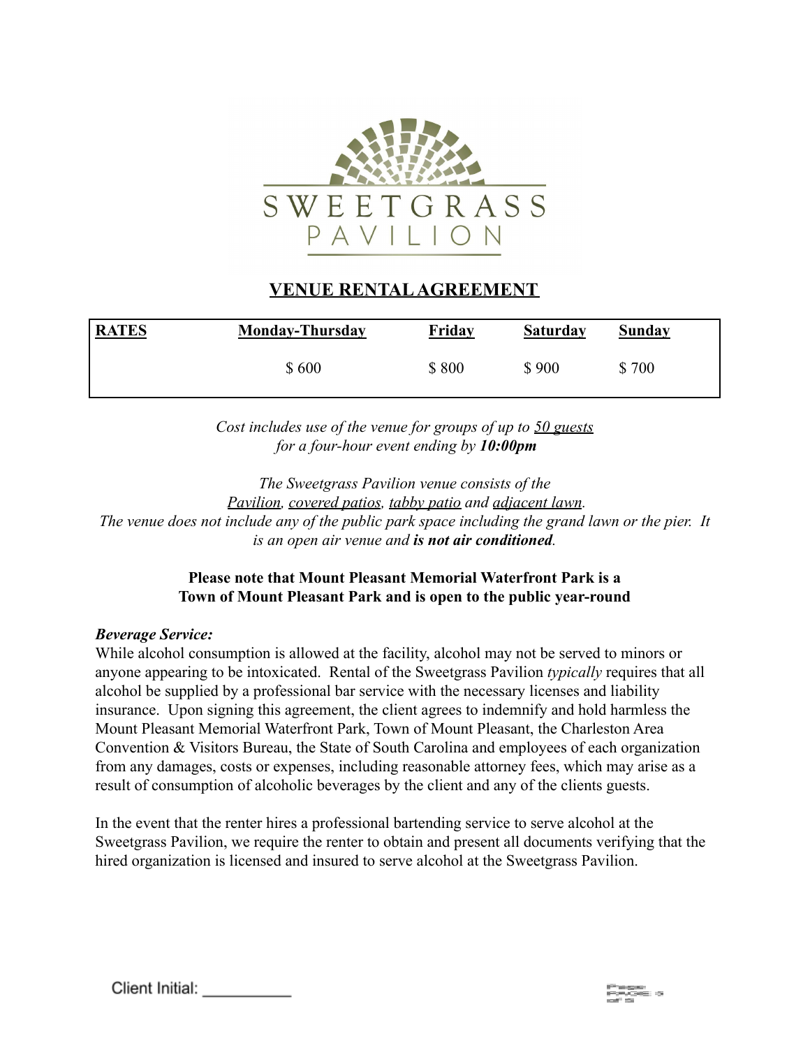SWEETGRASS PAVILION

# VENUE RENTAL AGREEMENT

| RATES | Monday-Thursday | Friday | Saturday | Sunday |
|---|---|---|---|---|
| | $ 600 | $ 800 | $ 900 | $ 700 |

*Cost includes use of the venue for groups of up to 50 guests for a four-hour event ending by **10:00pm***

*The Sweetgrass Pavilion venue consists of the Pavilion, covered patios, tabby patio and adjacent lawn. The venue does not include any of the public park space including the grand lawn or the pier. It is an open air venue and **is not air conditioned**.*

**Please note that Mount Pleasant Memorial Waterfront Park is a Town of Mount Pleasant Park and is open to the public year-round**

***Beverage Service:***

While alcohol consumption is allowed at the facility, alcohol may not be served to minors or anyone appearing to be intoxicated. Rental of the Sweetgrass Pavilion *typically* requires that all alcohol be supplied by a professional bar service with the necessary licenses and liability insurance. Upon signing this agreement, the client agrees to indemnify and hold harmless the Mount Pleasant Memorial Waterfront Park, Town of Mount Pleasant, the Charleston Area Convention & Visitors Bureau, the State of South Carolina and employees of each organization from any damages, costs or expenses, including reasonable attorney fees, which may arise as a result of consumption of alcoholic beverages by the client and any of the clients guests.

In the event that the renter hires a professional bartending service to serve alcohol at the Sweetgrass Pavilion, we require the renter to obtain and present all documents verifying that the hired organization is licensed and insured to serve alcohol at the Sweetgrass Pavilion.

Client Initial: __________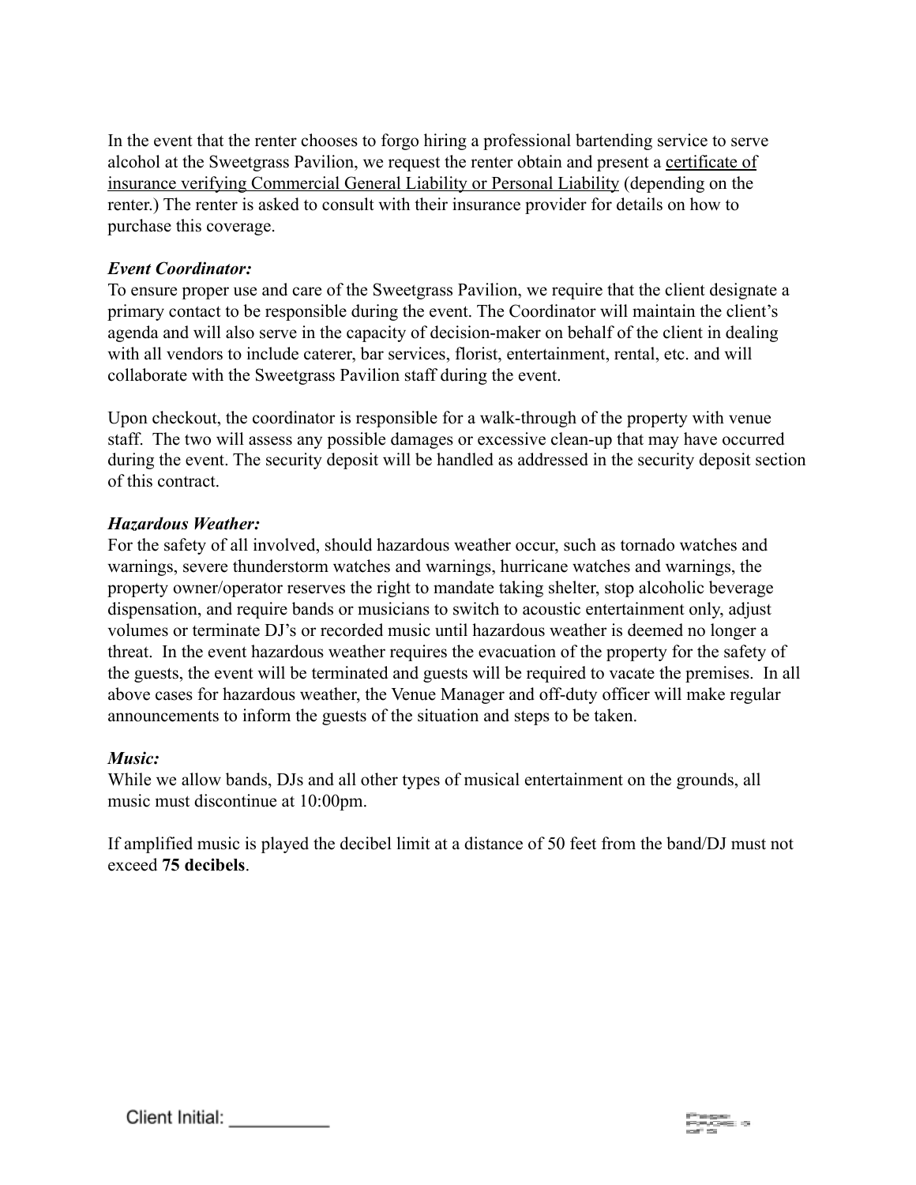In the event that the renter chooses to forgo hiring a professional bartending service to serve alcohol at the Sweetgrass Pavilion, we request the renter obtain and present a <u>certificate of insurance verifying Commercial General Liability or Personal Liability</u> (depending on the renter.) The renter is asked to consult with their insurance provider for details on how to purchase this coverage.

***Event Coordinator:***
To ensure proper use and care of the Sweetgrass Pavilion, we require that the client designate a primary contact to be responsible during the event. The Coordinator will maintain the client's agenda and will also serve in the capacity of decision-maker on behalf of the client in dealing with all vendors to include caterer, bar services, florist, entertainment, rental, etc. and will collaborate with the Sweetgrass Pavilion staff during the event.

Upon checkout, the coordinator is responsible for a walk-through of the property with venue staff. The two will assess any possible damages or excessive clean-up that may have occurred during the event. The security deposit will be handled as addressed in the security deposit section of this contract.

***Hazardous Weather:***
For the safety of all involved, should hazardous weather occur, such as tornado watches and warnings, severe thunderstorm watches and warnings, hurricane watches and warnings, the property owner/operator reserves the right to mandate taking shelter, stop alcoholic beverage dispensation, and require bands or musicians to switch to acoustic entertainment only, adjust volumes or terminate DJ's or recorded music until hazardous weather is deemed no longer a threat. In the event hazardous weather requires the evacuation of the property for the safety of the guests, the event will be terminated and guests will be required to vacate the premises. In all above cases for hazardous weather, the Venue Manager and off-duty officer will make regular announcements to inform the guests of the situation and steps to be taken.

***Music:***
While we allow bands, DJs and all other types of musical entertainment on the grounds, all music must discontinue at 10:00pm.

If amplified music is played the decibel limit at a distance of 50 feet from the band/DJ must not exceed **75 decibels**.

Client Initial: __________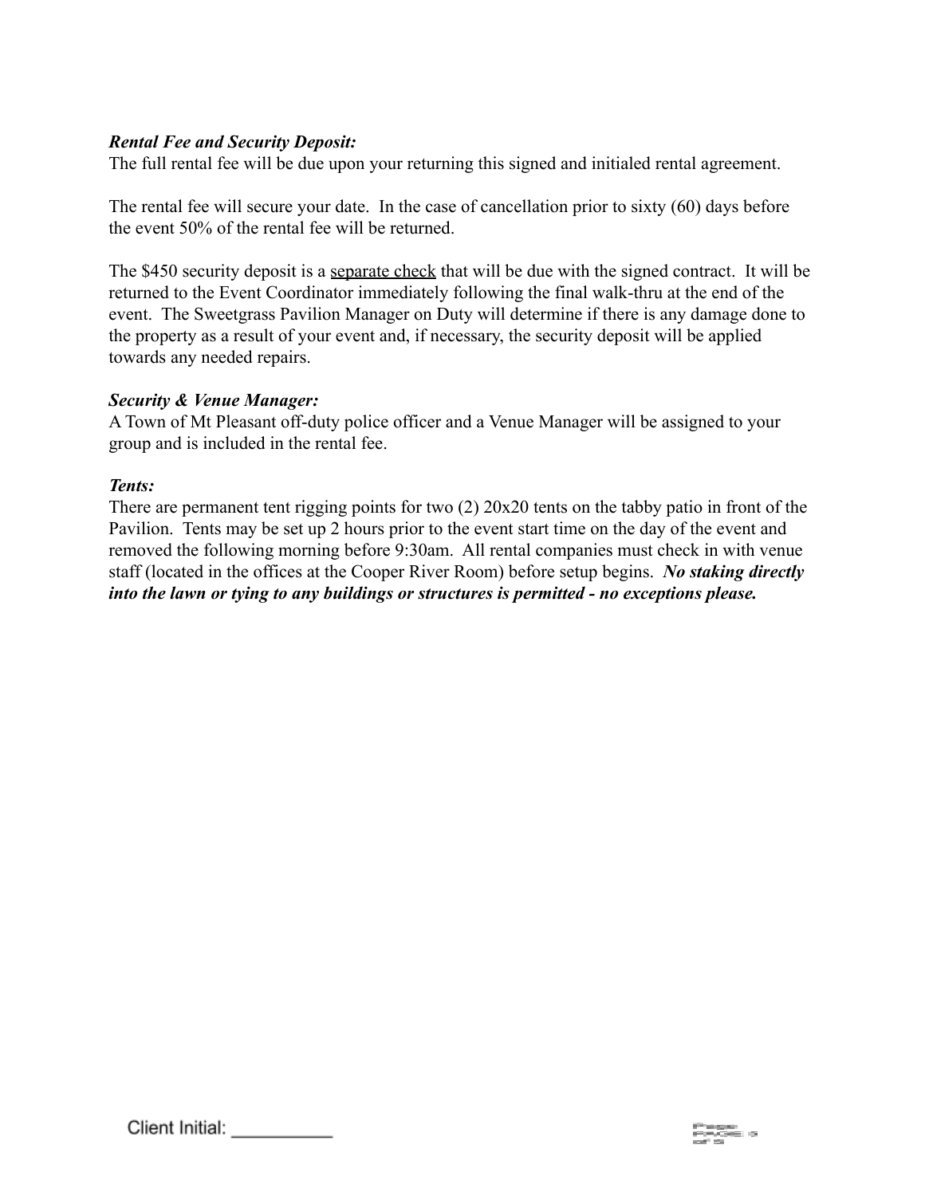***Rental Fee and Security Deposit:***

The full rental fee will be due upon your returning this signed and initialed rental agreement.

The rental fee will secure your date. In the case of cancellation prior to sixty (60) days before the event 50% of the rental fee will be returned.

The $450 security deposit is a <u>separate check</u> that will be due with the signed contract. It will be returned to the Event Coordinator immediately following the final walk-thru at the end of the event. The Sweetgrass Pavilion Manager on Duty will determine if there is any damage done to the property as a result of your event and, if necessary, the security deposit will be applied towards any needed repairs.

***Security & Venue Manager:***

A Town of Mt Pleasant off-duty police officer and a Venue Manager will be assigned to your group and is included in the rental fee.

***Tents:***

There are permanent tent rigging points for two (2) 20x20 tents on the tabby patio in front of the Pavilion. Tents may be set up 2 hours prior to the event start time on the day of the event and removed the following morning before 9:30am. All rental companies must check in with venue staff (located in the offices at the Cooper River Room) before setup begins. ***No staking directly into the lawn or tying to any buildings or structures is permitted - no exceptions please.***

Client Initial: __________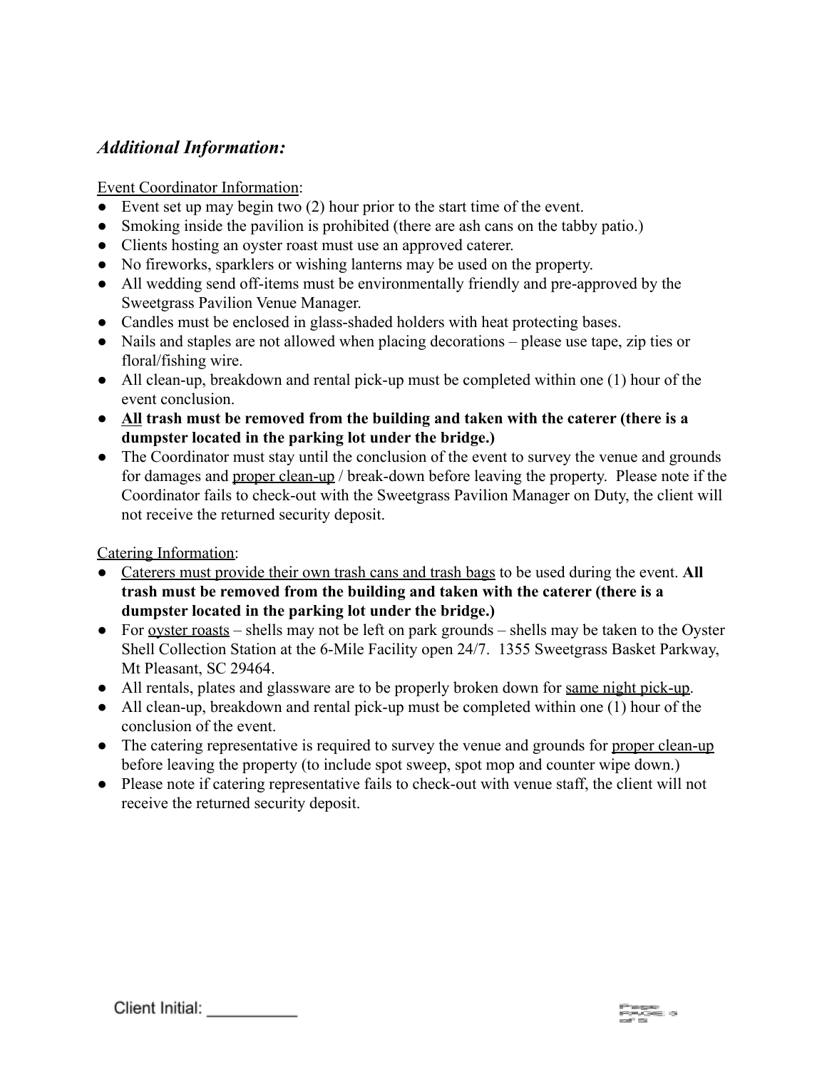## *Additional Information:*

Event Coordinator Information:

- Event set up may begin two (2) hour prior to the start time of the event.
- Smoking inside the pavilion is prohibited (there are ash cans on the tabby patio.)
- Clients hosting an oyster roast must use an approved caterer.
- No fireworks, sparklers or wishing lanterns may be used on the property.
- All wedding send off-items must be environmentally friendly and pre-approved by the Sweetgrass Pavilion Venue Manager.
- Candles must be enclosed in glass-shaded holders with heat protecting bases.
- Nails and staples are not allowed when placing decorations – please use tape, zip ties or floral/fishing wire.
- All clean-up, breakdown and rental pick-up must be completed within one (1) hour of the event conclusion.
- **All trash must be removed from the building and taken with the caterer (there is a dumpster located in the parking lot under the bridge.)**
- The Coordinator must stay until the conclusion of the event to survey the venue and grounds for damages and proper clean-up / break-down before leaving the property. Please note if the Coordinator fails to check-out with the Sweetgrass Pavilion Manager on Duty, the client will not receive the returned security deposit.

Catering Information:

- Caterers must provide their own trash cans and trash bags to be used during the event. **All trash must be removed from the building and taken with the caterer (there is a dumpster located in the parking lot under the bridge.)**
- For oyster roasts – shells may not be left on park grounds – shells may be taken to the Oyster Shell Collection Station at the 6-Mile Facility open 24/7. 1355 Sweetgrass Basket Parkway, Mt Pleasant, SC 29464.
- All rentals, plates and glassware are to be properly broken down for same night pick-up.
- All clean-up, breakdown and rental pick-up must be completed within one (1) hour of the conclusion of the event.
- The catering representative is required to survey the venue and grounds for proper clean-up before leaving the property (to include spot sweep, spot mop and counter wipe down.)
- Please note if catering representative fails to check-out with venue staff, the client will not receive the returned security deposit.

Client Initial: __________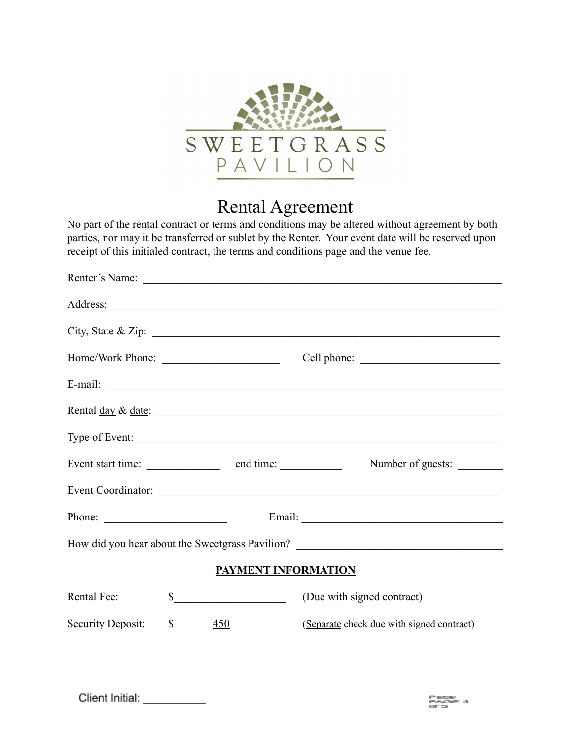SWEETGRASS
PAVILION

# Rental Agreement

No part of the rental contract or terms and conditions may be altered without agreement by both parties, nor may it be transferred or sublet by the Renter. Your event date will be reserved upon receipt of this initialed contract, the terms and conditions page and the venue fee.

Renter's Name: ______________________________________________________________

Address: ___________________________________________________________________

City, State & Zip: ____________________________________________________________

Home/Work Phone: ____________________ Cell phone: ________________________

E-mail: ____________________________________________________________________

Rental day & date: ____________________________________________________________

Type of Event: ________________________________________________________________

Event start time: ____________ end time: __________ Number of guests: ________

Event Coordinator: ____________________________________________________________

Phone: ____________________ Email: ____________________________________

How did you hear about the Sweetgrass Pavilion? ___________________________________

**PAYMENT INFORMATION**

Rental Fee: $__________________ (Due with signed contract)

Security Deposit: $_______450__________ (Separate check due with signed contract)

Client Initial: __________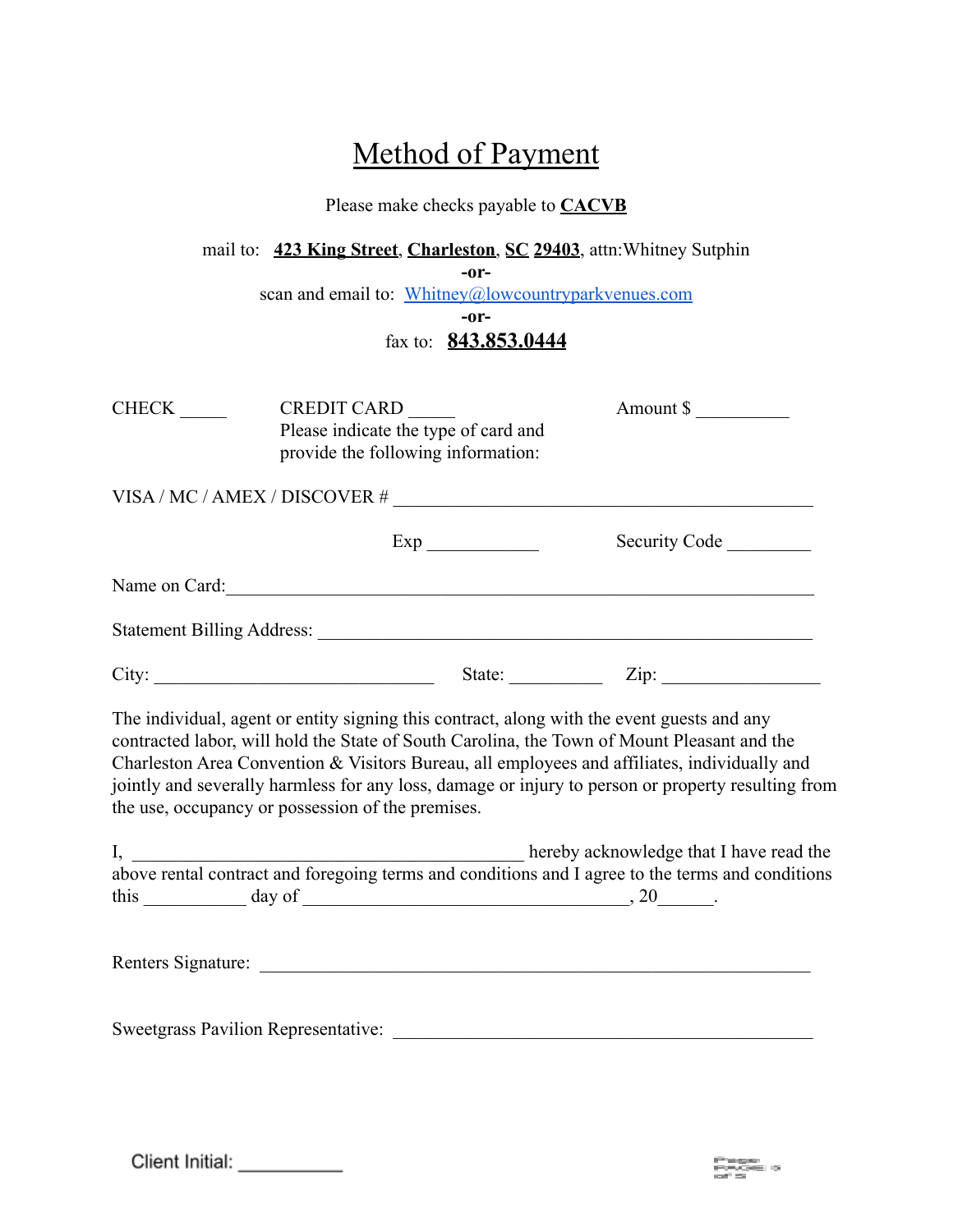# Method of Payment

Please make checks payable to **CACVB**

mail to: **423 King Street**, **Charleston**, **SC** **29403**, attn:Whitney Sutphin

**-or-**

scan and email to: Whitney@lowcountryparkvenues.com

**-or-**

fax to: **843.853.0444**

CHECK _____ CREDIT CARD _____ Amount $ __________

Please indicate the type of card and provide the following information:

VISA / MC / AMEX / DISCOVER # ____________________________________________

Exp ____________ Security Code _________

Name on Card:______________________________________________________________

Statement Billing Address: _____________________________________________________

City: ______________________________ State: __________ Zip: _________________

The individual, agent or entity signing this contract, along with the event guests and any contracted labor, will hold the State of South Carolina, the Town of Mount Pleasant and the Charleston Area Convention & Visitors Bureau, all employees and affiliates, individually and jointly and severally harmless for any loss, damage or injury to person or property resulting from the use, occupancy or possession of the premises.

I, ____________________________________________ hereby acknowledge that I have read the above rental contract and foregoing terms and conditions and I agree to the terms and conditions this ___________ day of ____________________________________, 20______.

Renters Signature: _______________________________________________________________

Sweetgrass Pavilion Representative: _______________________________________________

Client Initial: ___________